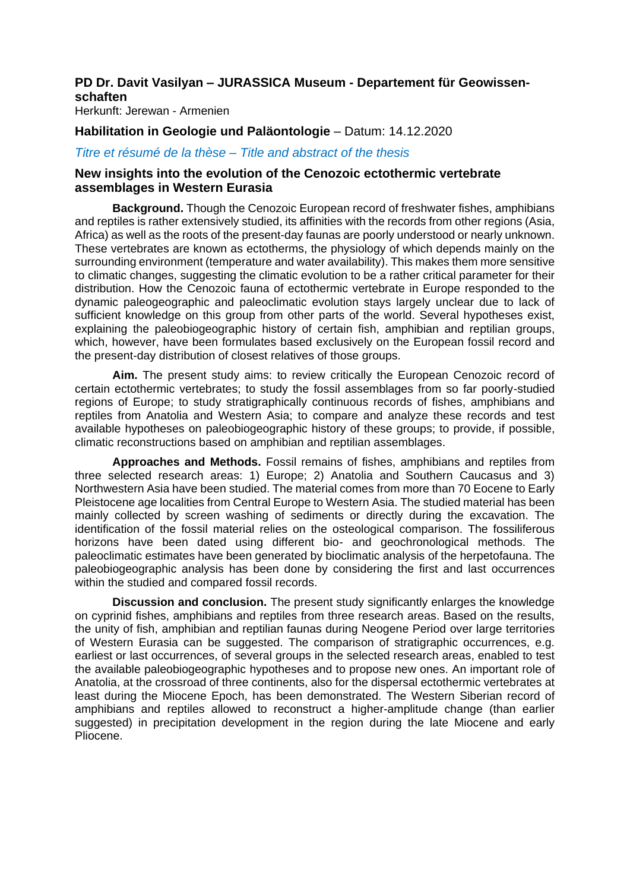**PD Dr. Davit Vasilyan – JURASSICA Museum - Departement für Geowissenschaften**

Herkunft: Jerewan - Armenien

**Habilitation in Geologie und Paläontologie** – Datum: 14.12.2020

*Titre et résumé de la thèse – Title and abstract of the thesis*

## New insights into the evolution of the Cenozoic ectothermic vertebrate assemblages in Western Eurasia

**Background.** Though the Cenozoic European record of freshwater fishes, amphibians and reptiles is rather extensively studied, its affinities with the records from other regions (Asia, Africa) as well as the roots of the present-day faunas are poorly understood or nearly unknown. These vertebrates are known as ectotherms, the physiology of which depends mainly on the surrounding environment (temperature and water availability). This makes them more sensitive to climatic changes, suggesting the climatic evolution to be a rather critical parameter for their distribution. How the Cenozoic fauna of ectothermic vertebrate in Europe responded to the dynamic paleogeographic and paleoclimatic evolution stays largely unclear due to lack of sufficient knowledge on this group from other parts of the world. Several hypotheses exist, explaining the paleobiogeographic history of certain fish, amphibian and reptilian groups, which, however, have been formulates based exclusively on the European fossil record and the present-day distribution of closest relatives of those groups.

**Aim.** The present study aims: to review critically the European Cenozoic record of certain ectothermic vertebrates; to study the fossil assemblages from so far poorly-studied regions of Europe; to study stratigraphically continuous records of fishes, amphibians and reptiles from Anatolia and Western Asia; to compare and analyze these records and test available hypotheses on paleobiogeographic history of these groups; to provide, if possible, climatic reconstructions based on amphibian and reptilian assemblages.

**Approaches and Methods.** Fossil remains of fishes, amphibians and reptiles from three selected research areas: 1) Europe; 2) Anatolia and Southern Caucasus and 3) Northwestern Asia have been studied. The material comes from more than 70 Eocene to Early Pleistocene age localities from Central Europe to Western Asia. The studied material has been mainly collected by screen washing of sediments or directly during the excavation. The identification of the fossil material relies on the osteological comparison. The fossiliferous horizons have been dated using different bio- and geochronological methods. The paleoclimatic estimates have been generated by bioclimatic analysis of the herpetofauna. The paleobiogeographic analysis has been done by considering the first and last occurrences within the studied and compared fossil records.

**Discussion and conclusion.** The present study significantly enlarges the knowledge on cyprinid fishes, amphibians and reptiles from three research areas. Based on the results, the unity of fish, amphibian and reptilian faunas during Neogene Period over large territories of Western Eurasia can be suggested. The comparison of stratigraphic occurrences, e.g. earliest or last occurrences, of several groups in the selected research areas, enabled to test the available paleobiogeographic hypotheses and to propose new ones. An important role of Anatolia, at the crossroad of three continents, also for the dispersal ectothermic vertebrates at least during the Miocene Epoch, has been demonstrated. The Western Siberian record of amphibians and reptiles allowed to reconstruct a higher-amplitude change (than earlier suggested) in precipitation development in the region during the late Miocene and early Pliocene.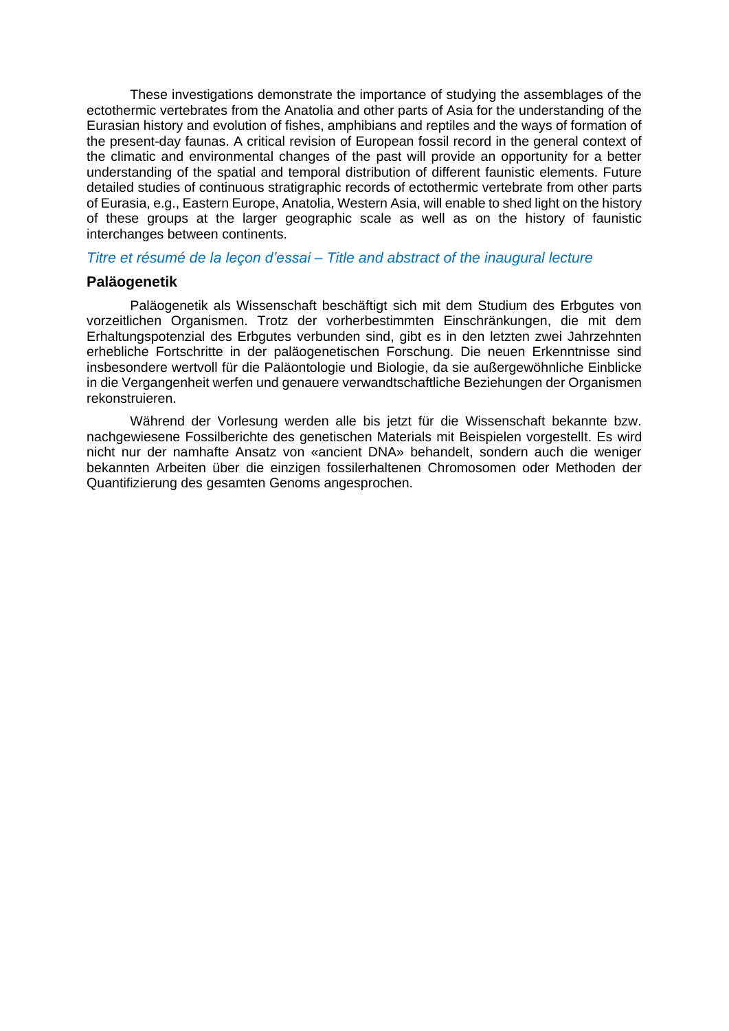These investigations demonstrate the importance of studying the assemblages of the ectothermic vertebrates from the Anatolia and other parts of Asia for the understanding of the Eurasian history and evolution of fishes, amphibians and reptiles and the ways of formation of the present-day faunas. A critical revision of European fossil record in the general context of the climatic and environmental changes of the past will provide an opportunity for a better understanding of the spatial and temporal distribution of different faunistic elements. Future detailed studies of continuous stratigraphic records of ectothermic vertebrate from other parts of Eurasia, e.g., Eastern Europe, Anatolia, Western Asia, will enable to shed light on the history of these groups at the larger geographic scale as well as on the history of faunistic interchanges between continents.

## *Titre et résumé de la leçon d'essai – Title and abstract of the inaugural lecture*

### Paläogenetik

Paläogenetik als Wissenschaft beschäftigt sich mit dem Studium des Erbgutes von vorzeitlichen Organismen. Trotz der vorherbestimmten Einschränkungen, die mit dem Erhaltungspotenzial des Erbgutes verbunden sind, gibt es in den letzten zwei Jahrzehnten erhebliche Fortschritte in der paläogenetischen Forschung. Die neuen Erkenntnisse sind insbesondere wertvoll für die Paläontologie und Biologie, da sie außergewöhnliche Einblicke in die Vergangenheit werfen und genauere verwandtschaftliche Beziehungen der Organismen rekonstruieren.

Während der Vorlesung werden alle bis jetzt für die Wissenschaft bekannte bzw. nachgewiesene Fossilberichte des genetischen Materials mit Beispielen vorgestellt. Es wird nicht nur der namhafte Ansatz von «ancient DNA» behandelt, sondern auch die weniger bekannten Arbeiten über die einzigen fossilerhaltenen Chromosomen oder Methoden der Quantifizierung des gesamten Genoms angesprochen.